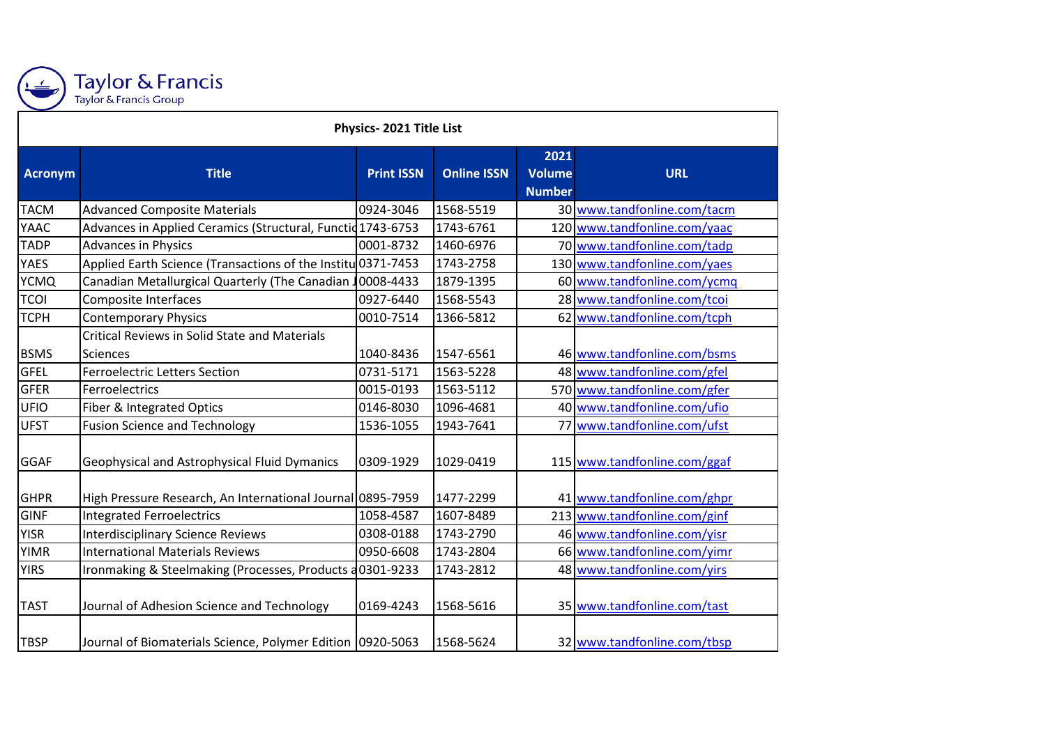Taylor & Francis
Taylor & Francis Group

**Physics- 2021 Title List**

| Acronym | Title | Print ISSN | Online ISSN | 2021 Volume Number | URL |
|---|---|---|---|---|---|
| TACM | Advanced Composite Materials | 0924-3046 | 1568-5519 | 30 | www.tandfonline.com/tacm |
| YAAC | Advances in Applied Ceramics (Structural, Functio | 1743-6753 | 1743-6761 | 120 | www.tandfonline.com/yaac |
| TADP | Advances in Physics | 0001-8732 | 1460-6976 | 70 | www.tandfonline.com/tadp |
| YAES | Applied Earth Science (Transactions of the Institu | 0371-7453 | 1743-2758 | 130 | www.tandfonline.com/yaes |
| YCMQ | Canadian Metallurgical Quarterly (The Canadian J | 0008-4433 | 1879-1395 | 60 | www.tandfonline.com/ycmq |
| TCOI | Composite Interfaces | 0927-6440 | 1568-5543 | 28 | www.tandfonline.com/tcoi |
| TCPH | Contemporary Physics | 0010-7514 | 1366-5812 | 62 | www.tandfonline.com/tcph |
| BSMS | Critical Reviews in Solid State and Materials Sciences | 1040-8436 | 1547-6561 | 46 | www.tandfonline.com/bsms |
| GFEL | Ferroelectric Letters Section | 0731-5171 | 1563-5228 | 48 | www.tandfonline.com/gfel |
| GFER | Ferroelectrics | 0015-0193 | 1563-5112 | 570 | www.tandfonline.com/gfer |
| UFIO | Fiber & Integrated Optics | 0146-8030 | 1096-4681 | 40 | www.tandfonline.com/ufio |
| UFST | Fusion Science and Technology | 1536-1055 | 1943-7641 | 77 | www.tandfonline.com/ufst |
| GGAF | Geophysical and Astrophysical Fluid Dymanics | 0309-1929 | 1029-0419 | 115 | www.tandfonline.com/ggaf |
| GHPR | High Pressure Research, An International Journal | 0895-7959 | 1477-2299 | 41 | www.tandfonline.com/ghpr |
| GINF | Integrated Ferroelectrics | 1058-4587 | 1607-8489 | 213 | www.tandfonline.com/ginf |
| YISR | Interdisciplinary Science Reviews | 0308-0188 | 1743-2790 | 46 | www.tandfonline.com/yisr |
| YIMR | International Materials Reviews | 0950-6608 | 1743-2804 | 66 | www.tandfonline.com/yimr |
| YIRS | Ironmaking & Steelmaking (Processes, Products a | 0301-9233 | 1743-2812 | 48 | www.tandfonline.com/yirs |
| TAST | Journal of Adhesion Science and Technology | 0169-4243 | 1568-5616 | 35 | www.tandfonline.com/tast |
| TBSP | Journal of Biomaterials Science, Polymer Edition | 0920-5063 | 1568-5624 | 32 | www.tandfonline.com/tbsp |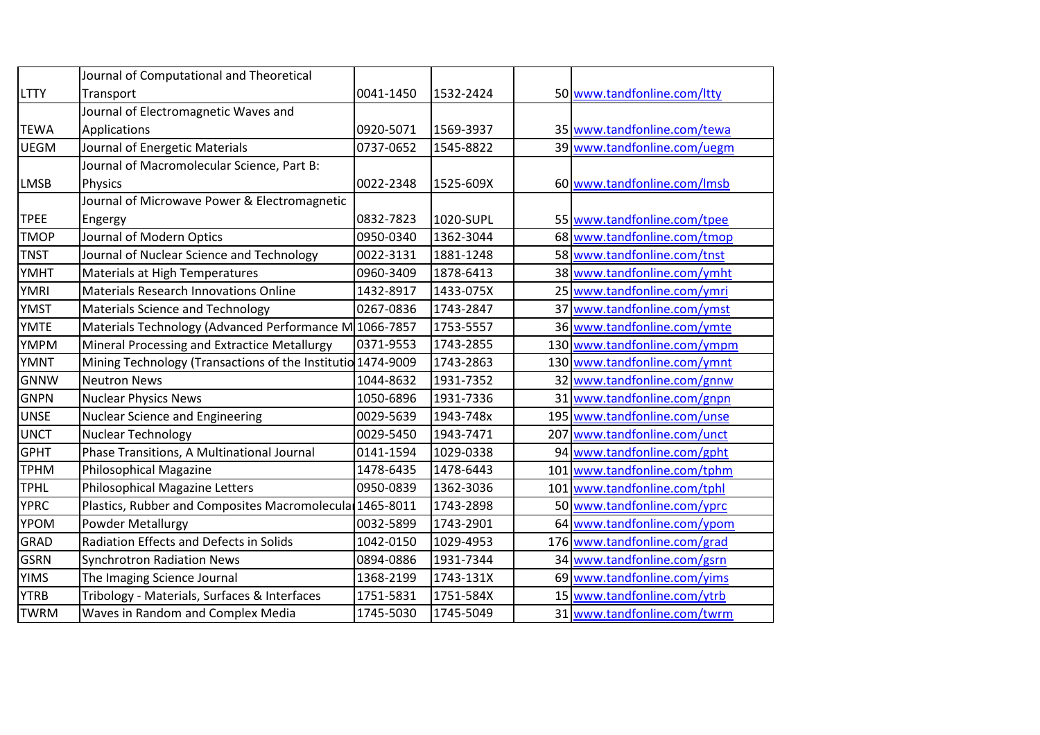| | | | | | |
|---|---|---|---|---|---|
| LTTY | Journal of Computational and Theoretical Transport | 0041-1450 | 1532-2424 | 50 | www.tandfonline.com/ltty |
| TEWA | Journal of Electromagnetic Waves and Applications | 0920-5071 | 1569-3937 | 35 | www.tandfonline.com/tewa |
| UEGM | Journal of Energetic Materials | 0737-0652 | 1545-8822 | 39 | www.tandfonline.com/uegm |
| LMSB | Journal of Macromolecular Science, Part B: Physics | 0022-2348 | 1525-609X | 60 | www.tandfonline.com/lmsb |
| TPEE | Journal of Microwave Power & Electromagnetic Engergy | 0832-7823 | 1020-SUPL | 55 | www.tandfonline.com/tpee |
| TMOP | Journal of Modern Optics | 0950-0340 | 1362-3044 | 68 | www.tandfonline.com/tmop |
| TNST | Journal of Nuclear Science and Technology | 0022-3131 | 1881-1248 | 58 | www.tandfonline.com/tnst |
| YMHT | Materials at High Temperatures | 0960-3409 | 1878-6413 | 38 | www.tandfonline.com/ymht |
| YMRI | Materials Research Innovations Online | 1432-8917 | 1433-075X | 25 | www.tandfonline.com/ymri |
| YMST | Materials Science and Technology | 0267-0836 | 1743-2847 | 37 | www.tandfonline.com/ymst |
| YMTE | Materials Technology (Advanced Performance M | 1066-7857 | 1753-5557 | 36 | www.tandfonline.com/ymte |
| YMPM | Mineral Processing and Extractive Metallurgy | 0371-9553 | 1743-2855 | 130 | www.tandfonline.com/ympm |
| YMNT | Mining Technology (Transactions of the Institutio | 1474-9009 | 1743-2863 | 130 | www.tandfonline.com/ymnt |
| GNNW | Neutron News | 1044-8632 | 1931-7352 | 32 | www.tandfonline.com/gnnw |
| GNPN | Nuclear Physics News | 1050-6896 | 1931-7336 | 31 | www.tandfonline.com/gnpn |
| UNSE | Nuclear Science and Engineering | 0029-5639 | 1943-748x | 195 | www.tandfonline.com/unse |
| UNCT | Nuclear Technology | 0029-5450 | 1943-7471 | 207 | www.tandfonline.com/unct |
| GPHT | Phase Transitions, A Multinational Journal | 0141-1594 | 1029-0338 | 94 | www.tandfonline.com/gpht |
| TPHM | Philosophical Magazine | 1478-6435 | 1478-6443 | 101 | www.tandfonline.com/tphm |
| TPHL | Philosophical Magazine Letters | 0950-0839 | 1362-3036 | 101 | www.tandfonline.com/tphl |
| YPRC | Plastics, Rubber and Composites Macromolecula | 1465-8011 | 1743-2898 | 50 | www.tandfonline.com/yprc |
| YPOM | Powder Metallurgy | 0032-5899 | 1743-2901 | 64 | www.tandfonline.com/ypom |
| GRAD | Radiation Effects and Defects in Solids | 1042-0150 | 1029-4953 | 176 | www.tandfonline.com/grad |
| GSRN | Synchrotron Radiation News | 0894-0886 | 1931-7344 | 34 | www.tandfonline.com/gsrn |
| YIMS | The Imaging Science Journal | 1368-2199 | 1743-131X | 69 | www.tandfonline.com/yims |
| YTRB | Tribology - Materials, Surfaces & Interfaces | 1751-5831 | 1751-584X | 15 | www.tandfonline.com/ytrb |
| TWRM | Waves in Random and Complex Media | 1745-5030 | 1745-5049 | 31 | www.tandfonline.com/twrm |